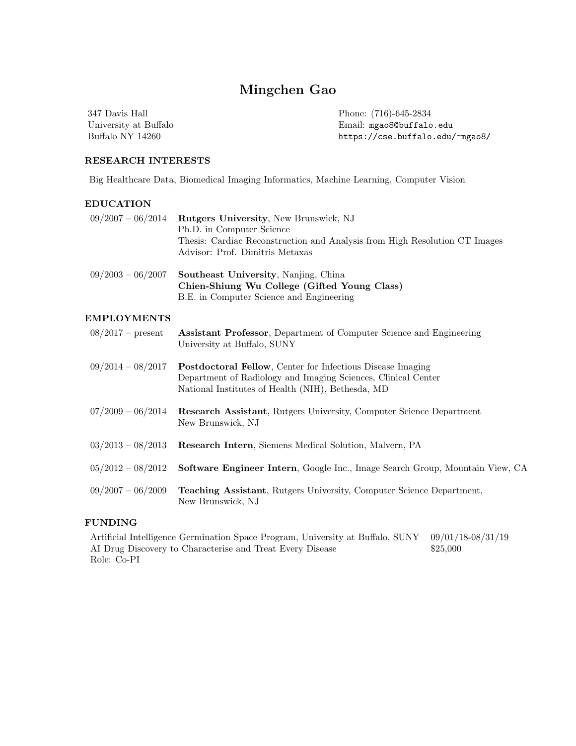# Mingchen Gao

347 Davis Hall
University at Buffalo
Buffalo NY 14260

Phone: (716)-645-2834
Email: mgao8@buffalo.edu
https://cse.buffalo.edu/~mgao8/

## RESEARCH INTERESTS

Big Healthcare Data, Biomedical Imaging Informatics, Machine Learning, Computer Vision

## EDUCATION

09/2007 – 06/2014 **Rutgers University**, New Brunswick, NJ
Ph.D. in Computer Science
Thesis: Cardiac Reconstruction and Analysis from High Resolution CT Images
Advisor: Prof. Dimitris Metaxas

09/2003 – 06/2007 **Southeast University**, Nanjing, China
**Chien-Shiung Wu College (Gifted Young Class)**
B.E. in Computer Science and Engineering

## EMPLOYMENTS

08/2017 – present **Assistant Professor**, Department of Computer Science and Engineering
University at Buffalo, SUNY

09/2014 – 08/2017 **Postdoctoral Fellow**, Center for Infectious Disease Imaging
Department of Radiology and Imaging Sciences, Clinical Center
National Institutes of Health (NIH), Bethesda, MD

07/2009 – 06/2014 **Research Assistant**, Rutgers University, Computer Science Department
New Brunswick, NJ

03/2013 – 08/2013 **Research Intern**, Siemens Medical Solution, Malvern, PA

05/2012 – 08/2012 **Software Engineer Intern**, Google Inc., Image Search Group, Mountain View, CA

09/2007 – 06/2009 **Teaching Assistant**, Rutgers University, Computer Science Department,
New Brunswick, NJ

## FUNDING

Artificial Intelligence Germination Space Program, University at Buffalo, SUNY 09/01/18-08/31/19
AI Drug Discovery to Characterise and Treat Every Disease $25,000
Role: Co-PI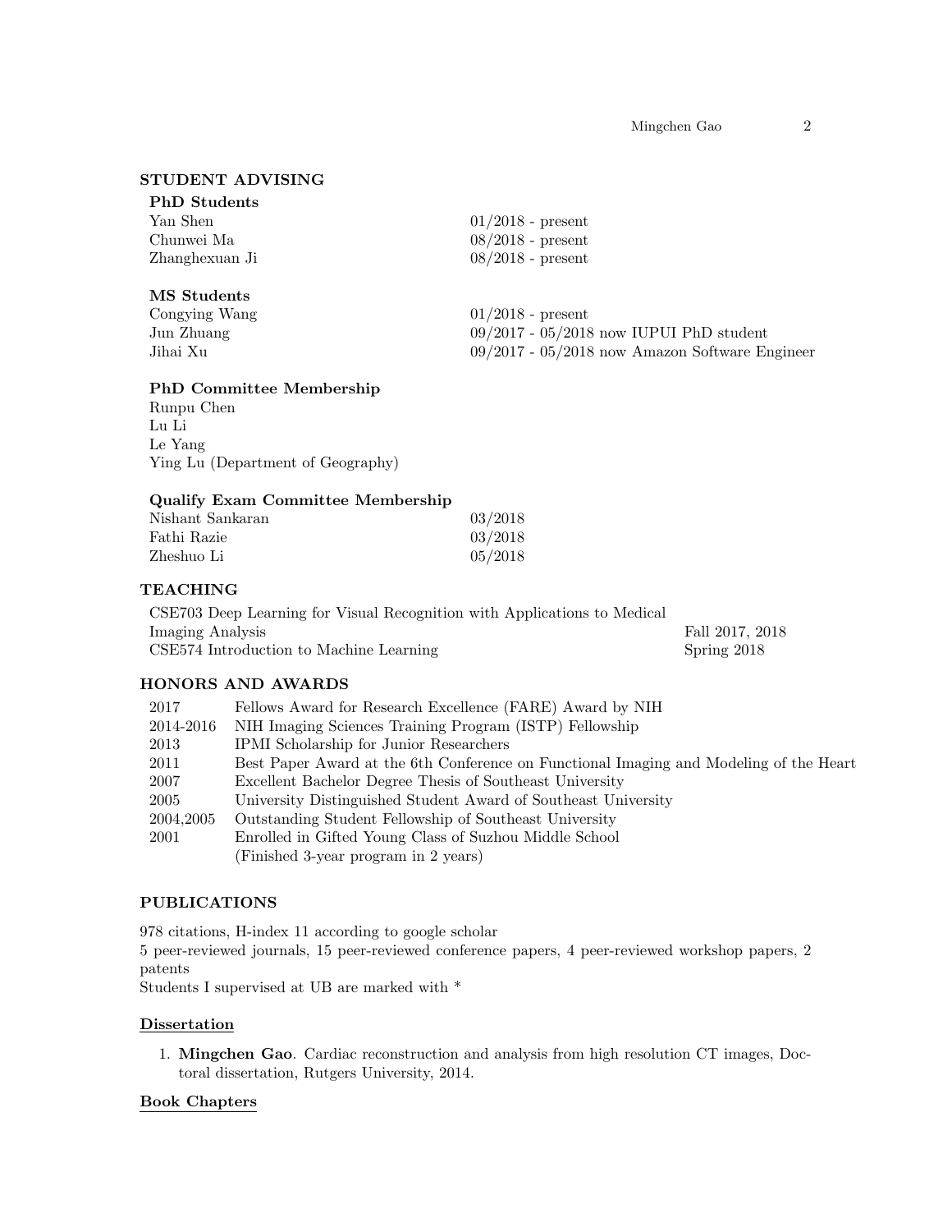## STUDENT ADVISING

### PhD Students

| | |
|---|---|
| Yan Shen | 01/2018 - present |
| Chunwei Ma | 08/2018 - present |
| Zhanghexuan Ji | 08/2018 - present |

### MS Students

| | |
|---|---|
| Congying Wang | 01/2018 - present |
| Jun Zhuang | 09/2017 - 05/2018 now IUPUI PhD student |
| Jihai Xu | 09/2017 - 05/2018 now Amazon Software Engineer |

### PhD Committee Membership

Runpu Chen
Lu Li
Le Yang
Ying Lu (Department of Geography)

### Qualify Exam Committee Membership

| | |
|---|---|
| Nishant Sankaran | 03/2018 |
| Fathi Razie | 03/2018 |
| Zheshuo Li | 05/2018 |

## TEACHING

| | |
|---|---|
| CSE703 Deep Learning for Visual Recognition with Applications to Medical Imaging Analysis | Fall 2017, 2018 |
| CSE574 Introduction to Machine Learning | Spring 2018 |

## HONORS AND AWARDS

| | |
|---|---|
| 2017 | Fellows Award for Research Excellence (FARE) Award by NIH |
| 2014-2016 | NIH Imaging Sciences Training Program (ISTP) Fellowship |
| 2013 | IPMI Scholarship for Junior Researchers |
| 2011 | Best Paper Award at the 6th Conference on Functional Imaging and Modeling of the Heart |
| 2007 | Excellent Bachelor Degree Thesis of Southeast University |
| 2005 | University Distinguished Student Award of Southeast University |
| 2004,2005 | Outstanding Student Fellowship of Southeast University |
| 2001 | Enrolled in Gifted Young Class of Suzhou Middle School (Finished 3-year program in 2 years) |

## PUBLICATIONS

978 citations, H-index 11 according to google scholar
5 peer-reviewed journals, 15 peer-reviewed conference papers, 4 peer-reviewed workshop papers, 2 patents
Students I supervised at UB are marked with *

### Dissertation

1. **Mingchen Gao**. Cardiac reconstruction and analysis from high resolution CT images, Doctoral dissertation, Rutgers University, 2014.

### Book Chapters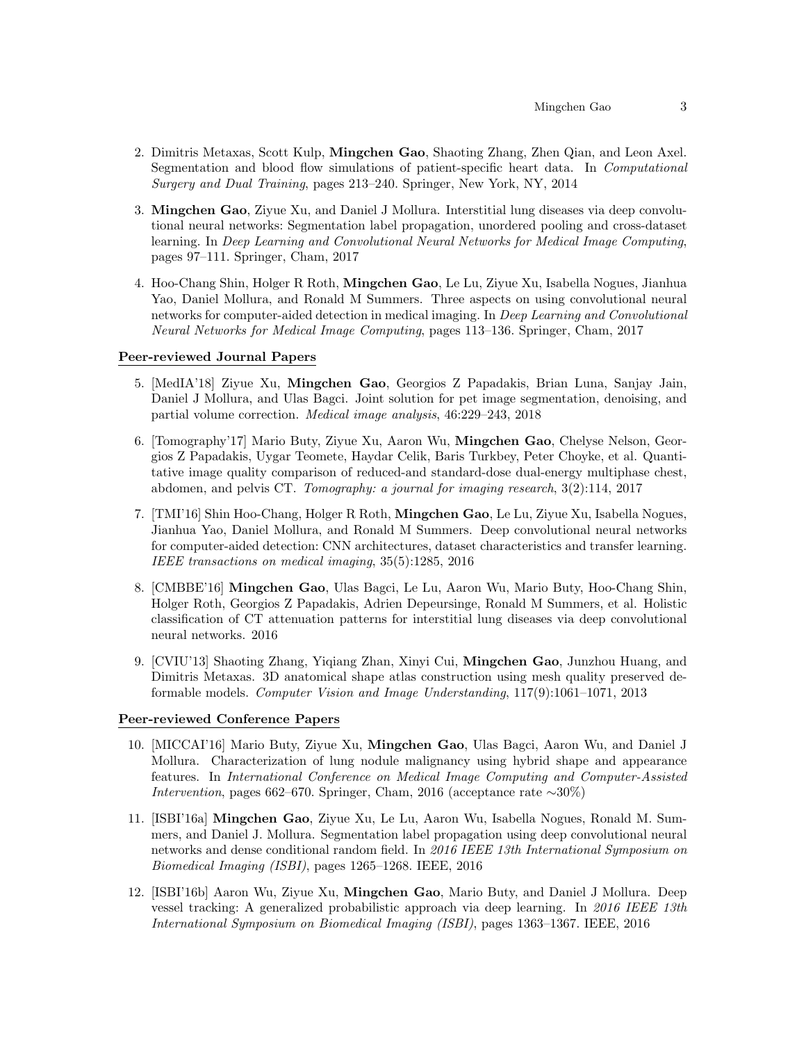2. Dimitris Metaxas, Scott Kulp, **Mingchen Gao**, Shaoting Zhang, Zhen Qian, and Leon Axel. Segmentation and blood flow simulations of patient-specific heart data. In *Computational Surgery and Dual Training*, pages 213–240. Springer, New York, NY, 2014

3. **Mingchen Gao**, Ziyue Xu, and Daniel J Mollura. Interstitial lung diseases via deep convolutional neural networks: Segmentation label propagation, unordered pooling and cross-dataset learning. In *Deep Learning and Convolutional Neural Networks for Medical Image Computing*, pages 97–111. Springer, Cham, 2017

4. Hoo-Chang Shin, Holger R Roth, **Mingchen Gao**, Le Lu, Ziyue Xu, Isabella Nogues, Jianhua Yao, Daniel Mollura, and Ronald M Summers. Three aspects on using convolutional neural networks for computer-aided detection in medical imaging. In *Deep Learning and Convolutional Neural Networks for Medical Image Computing*, pages 113–136. Springer, Cham, 2017

**Peer-reviewed Journal Papers**

5. [MedIA'18] Ziyue Xu, **Mingchen Gao**, Georgios Z Papadakis, Brian Luna, Sanjay Jain, Daniel J Mollura, and Ulas Bagci. Joint solution for pet image segmentation, denoising, and partial volume correction. *Medical image analysis*, 46:229–243, 2018

6. [Tomography'17] Mario Buty, Ziyue Xu, Aaron Wu, **Mingchen Gao**, Chelyse Nelson, Georgios Z Papadakis, Uygar Teomete, Haydar Celik, Baris Turkbey, Peter Choyke, et al. Quantitative image quality comparison of reduced-and standard-dose dual-energy multiphase chest, abdomen, and pelvis CT. *Tomography: a journal for imaging research*, 3(2):114, 2017

7. [TMI'16] Shin Hoo-Chang, Holger R Roth, **Mingchen Gao**, Le Lu, Ziyue Xu, Isabella Nogues, Jianhua Yao, Daniel Mollura, and Ronald M Summers. Deep convolutional neural networks for computer-aided detection: CNN architectures, dataset characteristics and transfer learning. *IEEE transactions on medical imaging*, 35(5):1285, 2016

8. [CMBBE'16] **Mingchen Gao**, Ulas Bagci, Le Lu, Aaron Wu, Mario Buty, Hoo-Chang Shin, Holger Roth, Georgios Z Papadakis, Adrien Depeursinge, Ronald M Summers, et al. Holistic classification of CT attenuation patterns for interstitial lung diseases via deep convolutional neural networks. 2016

9. [CVIU'13] Shaoting Zhang, Yiqiang Zhan, Xinyi Cui, **Mingchen Gao**, Junzhou Huang, and Dimitris Metaxas. 3D anatomical shape atlas construction using mesh quality preserved deformable models. *Computer Vision and Image Understanding*, 117(9):1061–1071, 2013

**Peer-reviewed Conference Papers**

10. [MICCAI'16] Mario Buty, Ziyue Xu, **Mingchen Gao**, Ulas Bagci, Aaron Wu, and Daniel J Mollura. Characterization of lung nodule malignancy using hybrid shape and appearance features. In *International Conference on Medical Image Computing and Computer-Assisted Intervention*, pages 662–670. Springer, Cham, 2016 (acceptance rate ∼30%)

11. [ISBI'16a] **Mingchen Gao**, Ziyue Xu, Le Lu, Aaron Wu, Isabella Nogues, Ronald M. Summers, and Daniel J. Mollura. Segmentation label propagation using deep convolutional neural networks and dense conditional random field. In *2016 IEEE 13th International Symposium on Biomedical Imaging (ISBI)*, pages 1265–1268. IEEE, 2016

12. [ISBI'16b] Aaron Wu, Ziyue Xu, **Mingchen Gao**, Mario Buty, and Daniel J Mollura. Deep vessel tracking: A generalized probabilistic approach via deep learning. In *2016 IEEE 13th International Symposium on Biomedical Imaging (ISBI)*, pages 1363–1367. IEEE, 2016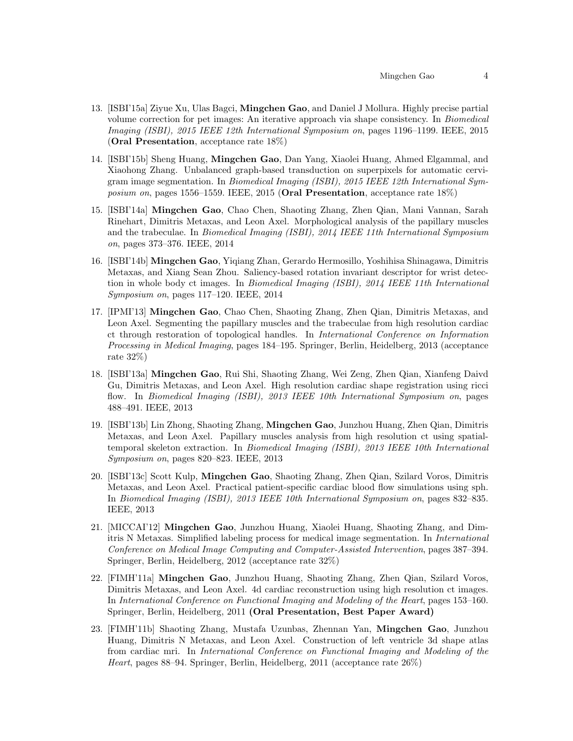13. [ISBI'15a] Ziyue Xu, Ulas Bagci, **Mingchen Gao**, and Daniel J Mollura. Highly precise partial volume correction for pet images: An iterative approach via shape consistency. In *Biomedical Imaging (ISBI), 2015 IEEE 12th International Symposium on*, pages 1196–1199. IEEE, 2015 (**Oral Presentation**, acceptance rate 18%)

14. [ISBI'15b] Sheng Huang, **Mingchen Gao**, Dan Yang, Xiaolei Huang, Ahmed Elgammal, and Xiaohong Zhang. Unbalanced graph-based transduction on superpixels for automatic cervigram image segmentation. In *Biomedical Imaging (ISBI), 2015 IEEE 12th International Symposium on*, pages 1556–1559. IEEE, 2015 (**Oral Presentation**, acceptance rate 18%)

15. [ISBI'14a] **Mingchen Gao**, Chao Chen, Shaoting Zhang, Zhen Qian, Mani Vannan, Sarah Rinehart, Dimitris Metaxas, and Leon Axel. Morphological analysis of the papillary muscles and the trabeculae. In *Biomedical Imaging (ISBI), 2014 IEEE 11th International Symposium on*, pages 373–376. IEEE, 2014

16. [ISBI'14b] **Mingchen Gao**, Yiqiang Zhan, Gerardo Hermosillo, Yoshihisa Shinagawa, Dimitris Metaxas, and Xiang Sean Zhou. Saliency-based rotation invariant descriptor for wrist detection in whole body ct images. In *Biomedical Imaging (ISBI), 2014 IEEE 11th International Symposium on*, pages 117–120. IEEE, 2014

17. [IPMI'13] **Mingchen Gao**, Chao Chen, Shaoting Zhang, Zhen Qian, Dimitris Metaxas, and Leon Axel. Segmenting the papillary muscles and the trabeculae from high resolution cardiac ct through restoration of topological handles. In *International Conference on Information Processing in Medical Imaging*, pages 184–195. Springer, Berlin, Heidelberg, 2013 (acceptance rate 32%)

18. [ISBI'13a] **Mingchen Gao**, Rui Shi, Shaoting Zhang, Wei Zeng, Zhen Qian, Xianfeng Daivd Gu, Dimitris Metaxas, and Leon Axel. High resolution cardiac shape registration using ricci flow. In *Biomedical Imaging (ISBI), 2013 IEEE 10th International Symposium on*, pages 488–491. IEEE, 2013

19. [ISBI'13b] Lin Zhong, Shaoting Zhang, **Mingchen Gao**, Junzhou Huang, Zhen Qian, Dimitris Metaxas, and Leon Axel. Papillary muscles analysis from high resolution ct using spatial-temporal skeleton extraction. In *Biomedical Imaging (ISBI), 2013 IEEE 10th International Symposium on*, pages 820–823. IEEE, 2013

20. [ISBI'13c] Scott Kulp, **Mingchen Gao**, Shaoting Zhang, Zhen Qian, Szilard Voros, Dimitris Metaxas, and Leon Axel. Practical patient-specific cardiac blood flow simulations using sph. In *Biomedical Imaging (ISBI), 2013 IEEE 10th International Symposium on*, pages 832–835. IEEE, 2013

21. [MICCAI'12] **Mingchen Gao**, Junzhou Huang, Xiaolei Huang, Shaoting Zhang, and Dimitris N Metaxas. Simplified labeling process for medical image segmentation. In *International Conference on Medical Image Computing and Computer-Assisted Intervention*, pages 387–394. Springer, Berlin, Heidelberg, 2012 (acceptance rate 32%)

22. [FIMH'11a] **Mingchen Gao**, Junzhou Huang, Shaoting Zhang, Zhen Qian, Szilard Voros, Dimitris Metaxas, and Leon Axel. 4d cardiac reconstruction using high resolution ct images. In *International Conference on Functional Imaging and Modeling of the Heart*, pages 153–160. Springer, Berlin, Heidelberg, 2011 **(Oral Presentation, Best Paper Award)**

23. [FIMH'11b] Shaoting Zhang, Mustafa Uzunbas, Zhennan Yan, **Mingchen Gao**, Junzhou Huang, Dimitris N Metaxas, and Leon Axel. Construction of left ventricle 3d shape atlas from cardiac mri. In *International Conference on Functional Imaging and Modeling of the Heart*, pages 88–94. Springer, Berlin, Heidelberg, 2011 (acceptance rate 26%)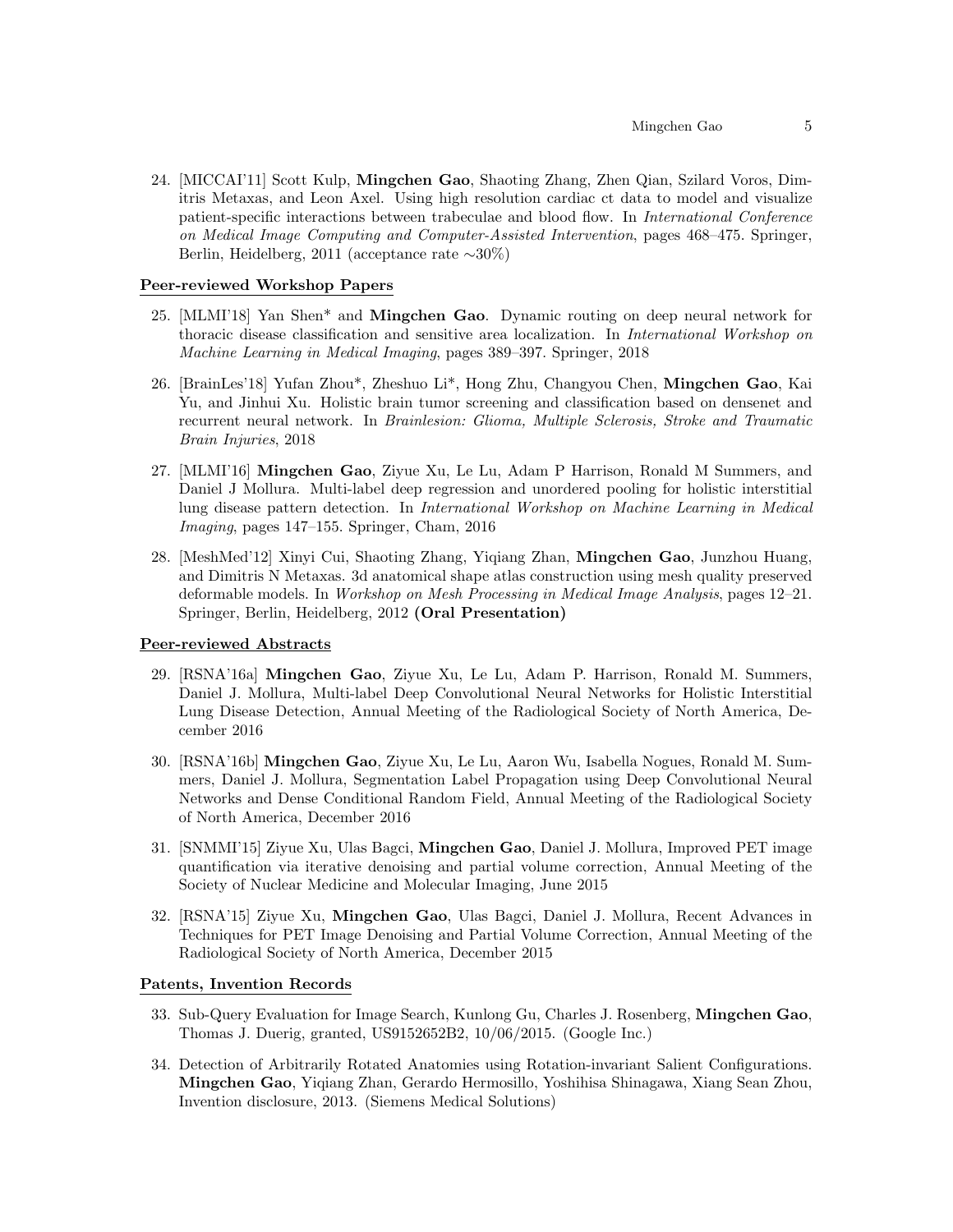24. [MICCAI'11] Scott Kulp, **Mingchen Gao**, Shaoting Zhang, Zhen Qian, Szilard Voros, Dimitris Metaxas, and Leon Axel. Using high resolution cardiac ct data to model and visualize patient-specific interactions between trabeculae and blood flow. In *International Conference on Medical Image Computing and Computer-Assisted Intervention*, pages 468–475. Springer, Berlin, Heidelberg, 2011 (acceptance rate ~30%)

### Peer-reviewed Workshop Papers

25. [MLMI'18] Yan Shen* and **Mingchen Gao**. Dynamic routing on deep neural network for thoracic disease classification and sensitive area localization. In *International Workshop on Machine Learning in Medical Imaging*, pages 389–397. Springer, 2018

26. [BrainLes'18] Yufan Zhou*, Zheshuo Li*, Hong Zhu, Changyou Chen, **Mingchen Gao**, Kai Yu, and Jinhui Xu. Holistic brain tumor screening and classification based on densenet and recurrent neural network. In *Brainlesion: Glioma, Multiple Sclerosis, Stroke and Traumatic Brain Injuries*, 2018

27. [MLMI'16] **Mingchen Gao**, Ziyue Xu, Le Lu, Adam P Harrison, Ronald M Summers, and Daniel J Mollura. Multi-label deep regression and unordered pooling for holistic interstitial lung disease pattern detection. In *International Workshop on Machine Learning in Medical Imaging*, pages 147–155. Springer, Cham, 2016

28. [MeshMed'12] Xinyi Cui, Shaoting Zhang, Yiqiang Zhan, **Mingchen Gao**, Junzhou Huang, and Dimitris N Metaxas. 3d anatomical shape atlas construction using mesh quality preserved deformable models. In *Workshop on Mesh Processing in Medical Image Analysis*, pages 12–21. Springer, Berlin, Heidelberg, 2012 **(Oral Presentation)**

### Peer-reviewed Abstracts

29. [RSNA'16a] **Mingchen Gao**, Ziyue Xu, Le Lu, Adam P. Harrison, Ronald M. Summers, Daniel J. Mollura, Multi-label Deep Convolutional Neural Networks for Holistic Interstitial Lung Disease Detection, Annual Meeting of the Radiological Society of North America, December 2016

30. [RSNA'16b] **Mingchen Gao**, Ziyue Xu, Le Lu, Aaron Wu, Isabella Nogues, Ronald M. Summers, Daniel J. Mollura, Segmentation Label Propagation using Deep Convolutional Neural Networks and Dense Conditional Random Field, Annual Meeting of the Radiological Society of North America, December 2016

31. [SNMMI'15] Ziyue Xu, Ulas Bagci, **Mingchen Gao**, Daniel J. Mollura, Improved PET image quantification via iterative denoising and partial volume correction, Annual Meeting of the Society of Nuclear Medicine and Molecular Imaging, June 2015

32. [RSNA'15] Ziyue Xu, **Mingchen Gao**, Ulas Bagci, Daniel J. Mollura, Recent Advances in Techniques for PET Image Denoising and Partial Volume Correction, Annual Meeting of the Radiological Society of North America, December 2015

### Patents, Invention Records

33. Sub-Query Evaluation for Image Search, Kunlong Gu, Charles J. Rosenberg, **Mingchen Gao**, Thomas J. Duerig, granted, US9152652B2, 10/06/2015. (Google Inc.)

34. Detection of Arbitrarily Rotated Anatomies using Rotation-invariant Salient Configurations. **Mingchen Gao**, Yiqiang Zhan, Gerardo Hermosillo, Yoshihisa Shinagawa, Xiang Sean Zhou, Invention disclosure, 2013. (Siemens Medical Solutions)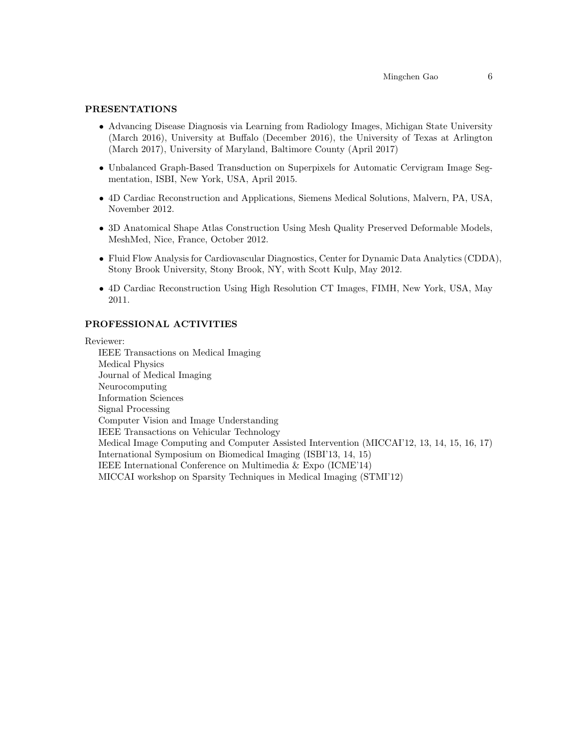## PRESENTATIONS

- Advancing Disease Diagnosis via Learning from Radiology Images, Michigan State University (March 2016), University at Buffalo (December 2016), the University of Texas at Arlington (March 2017), University of Maryland, Baltimore County (April 2017)
- Unbalanced Graph-Based Transduction on Superpixels for Automatic Cervigram Image Segmentation, ISBI, New York, USA, April 2015.
- 4D Cardiac Reconstruction and Applications, Siemens Medical Solutions, Malvern, PA, USA, November 2012.
- 3D Anatomical Shape Atlas Construction Using Mesh Quality Preserved Deformable Models, MeshMed, Nice, France, October 2012.
- Fluid Flow Analysis for Cardiovascular Diagnostics, Center for Dynamic Data Analytics (CDDA), Stony Brook University, Stony Brook, NY, with Scott Kulp, May 2012.
- 4D Cardiac Reconstruction Using High Resolution CT Images, FIMH, New York, USA, May 2011.

## PROFESSIONAL ACTIVITIES

Reviewer:

IEEE Transactions on Medical Imaging
Medical Physics
Journal of Medical Imaging
Neurocomputing
Information Sciences
Signal Processing
Computer Vision and Image Understanding
IEEE Transactions on Vehicular Technology
Medical Image Computing and Computer Assisted Intervention (MICCAI'12, 13, 14, 15, 16, 17)
International Symposium on Biomedical Imaging (ISBI'13, 14, 15)
IEEE International Conference on Multimedia & Expo (ICME'14)
MICCAI workshop on Sparsity Techniques in Medical Imaging (STMI'12)